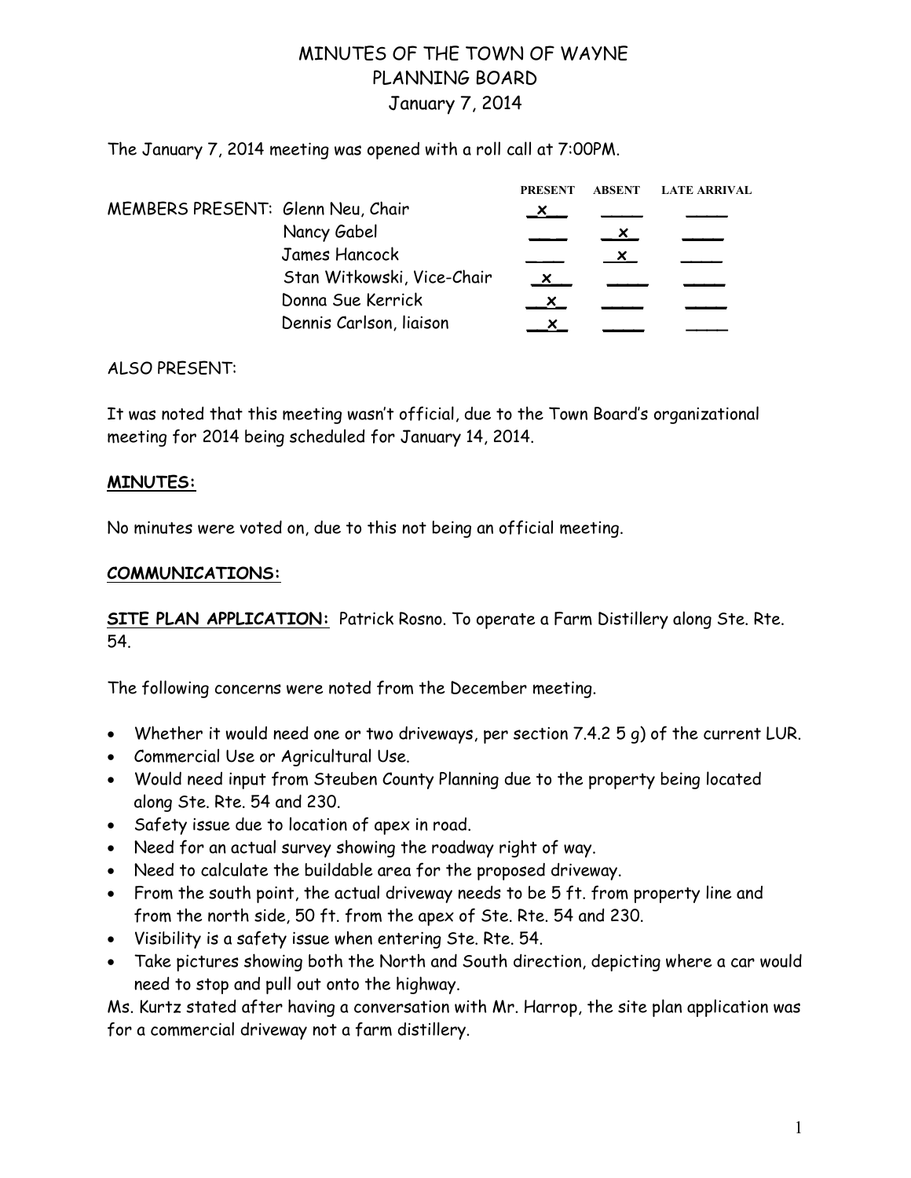# MINUTES OF THE TOWN OF WAYNE
# PLANNING BOARD
## January 7, 2014

The January 7, 2014 meeting was opened with a roll call at 7:00PM.

| MEMBERS PRESENT: | | PRESENT | ABSENT | LATE ARRIVAL |
|---|---|---|---|---|
| | Glenn Neu, Chair | x | | |
| | Nancy Gabel | | x | |
| | James Hancock | | x | |
| | Stan Witkowski, Vice-Chair | x | | |
| | Donna Sue Kerrick | x | | |
| | Dennis Carlson, liaison | x | | |

ALSO PRESENT:

It was noted that this meeting wasn't official, due to the Town Board's organizational meeting for 2014 being scheduled for January 14, 2014.

**MINUTES:**

No minutes were voted on, due to this not being an official meeting.

**COMMUNICATIONS:**

**SITE PLAN APPLICATION:** Patrick Rosno. To operate a Farm Distillery along Ste. Rte. 54.

The following concerns were noted from the December meeting.

- Whether it would need one or two driveways, per section 7.4.2 5 g) of the current LUR.
- Commercial Use or Agricultural Use.
- Would need input from Steuben County Planning due to the property being located along Ste. Rte. 54 and 230.
- Safety issue due to location of apex in road.
- Need for an actual survey showing the roadway right of way.
- Need to calculate the buildable area for the proposed driveway.
- From the south point, the actual driveway needs to be 5 ft. from property line and from the north side, 50 ft. from the apex of Ste. Rte. 54 and 230.
- Visibility is a safety issue when entering Ste. Rte. 54.
- Take pictures showing both the North and South direction, depicting where a car would need to stop and pull out onto the highway.

Ms. Kurtz stated after having a conversation with Mr. Harrop, the site plan application was for a commercial driveway not a farm distillery.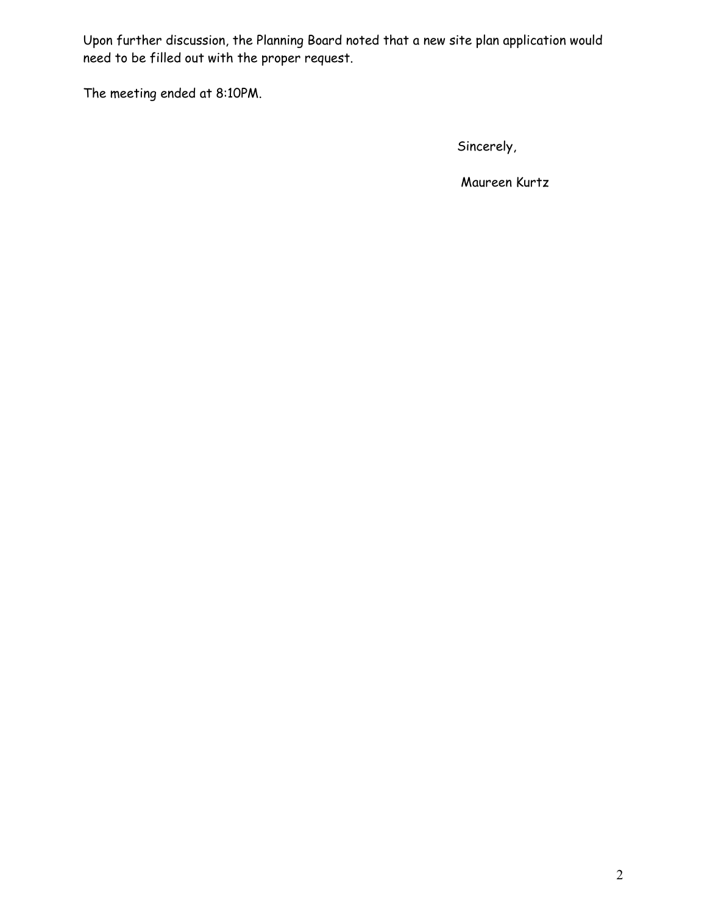Upon further discussion, the Planning Board noted that a new site plan application would need to be filled out with the proper request.

The meeting ended at 8:10PM.

Sincerely,

Maureen Kurtz